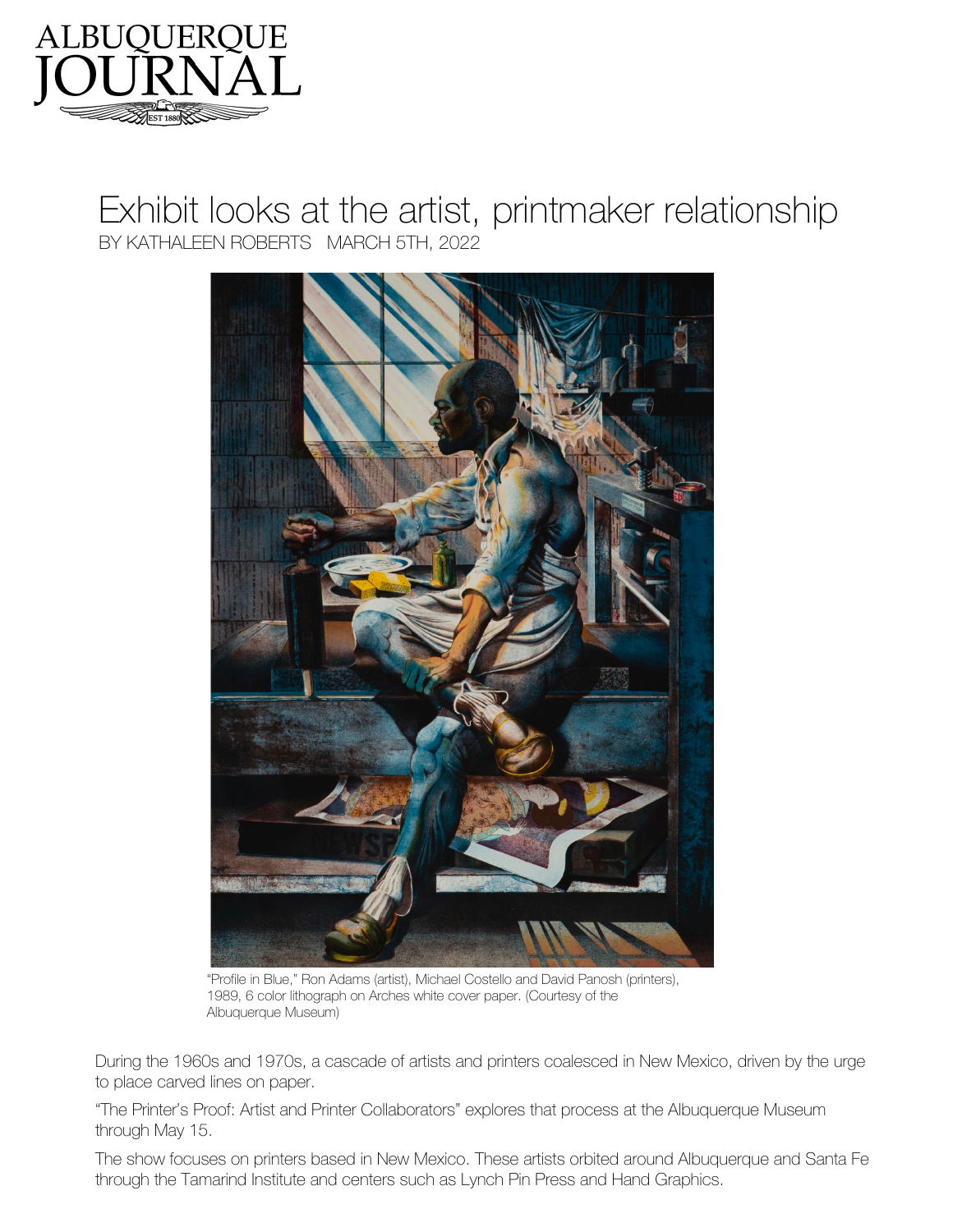ALBUQUERQUE JOURNAL

# Exhibit looks at the artist, printmaker relationship

BY KATHALEEN ROBERTS MARCH 5TH, 2022

"Profile in Blue," Ron Adams (artist), Michael Costello and David Panosh (printers), 1989, 6 color lithograph on Arches white cover paper. (Courtesy of the Albuquerque Museum)

During the 1960s and 1970s, a cascade of artists and printers coalesced in New Mexico, driven by the urge to place carved lines on paper.

"The Printer's Proof: Artist and Printer Collaborators" explores that process at the Albuquerque Museum through May 15.

The show focuses on printers based in New Mexico. These artists orbited around Albuquerque and Santa Fe through the Tamarind Institute and centers such as Lynch Pin Press and Hand Graphics.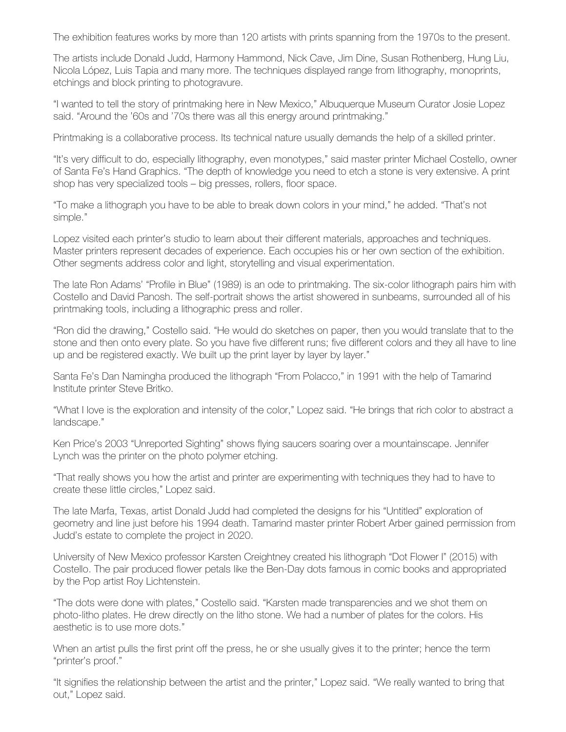The exhibition features works by more than 120 artists with prints spanning from the 1970s to the present.

The artists include Donald Judd, Harmony Hammond, Nick Cave, Jim Dine, Susan Rothenberg, Hung Liu, Nicola López, Luis Tapia and many more. The techniques displayed range from lithography, monoprints, etchings and block printing to photogravure.

"I wanted to tell the story of printmaking here in New Mexico," Albuquerque Museum Curator Josie Lopez said. "Around the '60s and '70s there was all this energy around printmaking."

Printmaking is a collaborative process. Its technical nature usually demands the help of a skilled printer.

"It's very difficult to do, especially lithography, even monotypes," said master printer Michael Costello, owner of Santa Fe's Hand Graphics. "The depth of knowledge you need to etch a stone is very extensive. A print shop has very specialized tools – big presses, rollers, floor space.

"To make a lithograph you have to be able to break down colors in your mind," he added. "That's not simple."

Lopez visited each printer's studio to learn about their different materials, approaches and techniques. Master printers represent decades of experience. Each occupies his or her own section of the exhibition. Other segments address color and light, storytelling and visual experimentation.

The late Ron Adams' "Profile in Blue" (1989) is an ode to printmaking. The six-color lithograph pairs him with Costello and David Panosh. The self-portrait shows the artist showered in sunbeams, surrounded all of his printmaking tools, including a lithographic press and roller.

"Ron did the drawing," Costello said. "He would do sketches on paper, then you would translate that to the stone and then onto every plate. So you have five different runs; five different colors and they all have to line up and be registered exactly. We built up the print layer by layer by layer."

Santa Fe's Dan Namingha produced the lithograph "From Polacco," in 1991 with the help of Tamarind Institute printer Steve Britko.

"What I love is the exploration and intensity of the color," Lopez said. "He brings that rich color to abstract a landscape."

Ken Price's 2003 "Unreported Sighting" shows flying saucers soaring over a mountainscape. Jennifer Lynch was the printer on the photo polymer etching.

"That really shows you how the artist and printer are experimenting with techniques they had to have to create these little circles," Lopez said.

The late Marfa, Texas, artist Donald Judd had completed the designs for his "Untitled" exploration of geometry and line just before his 1994 death. Tamarind master printer Robert Arber gained permission from Judd's estate to complete the project in 2020.

University of New Mexico professor Karsten Creightney created his lithograph "Dot Flower I" (2015) with Costello. The pair produced flower petals like the Ben-Day dots famous in comic books and appropriated by the Pop artist Roy Lichtenstein.

"The dots were done with plates," Costello said. "Karsten made transparencies and we shot them on photo-litho plates. He drew directly on the litho stone. We had a number of plates for the colors. His aesthetic is to use more dots."

When an artist pulls the first print off the press, he or she usually gives it to the printer; hence the term "printer's proof."

"It signifies the relationship between the artist and the printer," Lopez said. "We really wanted to bring that out," Lopez said.